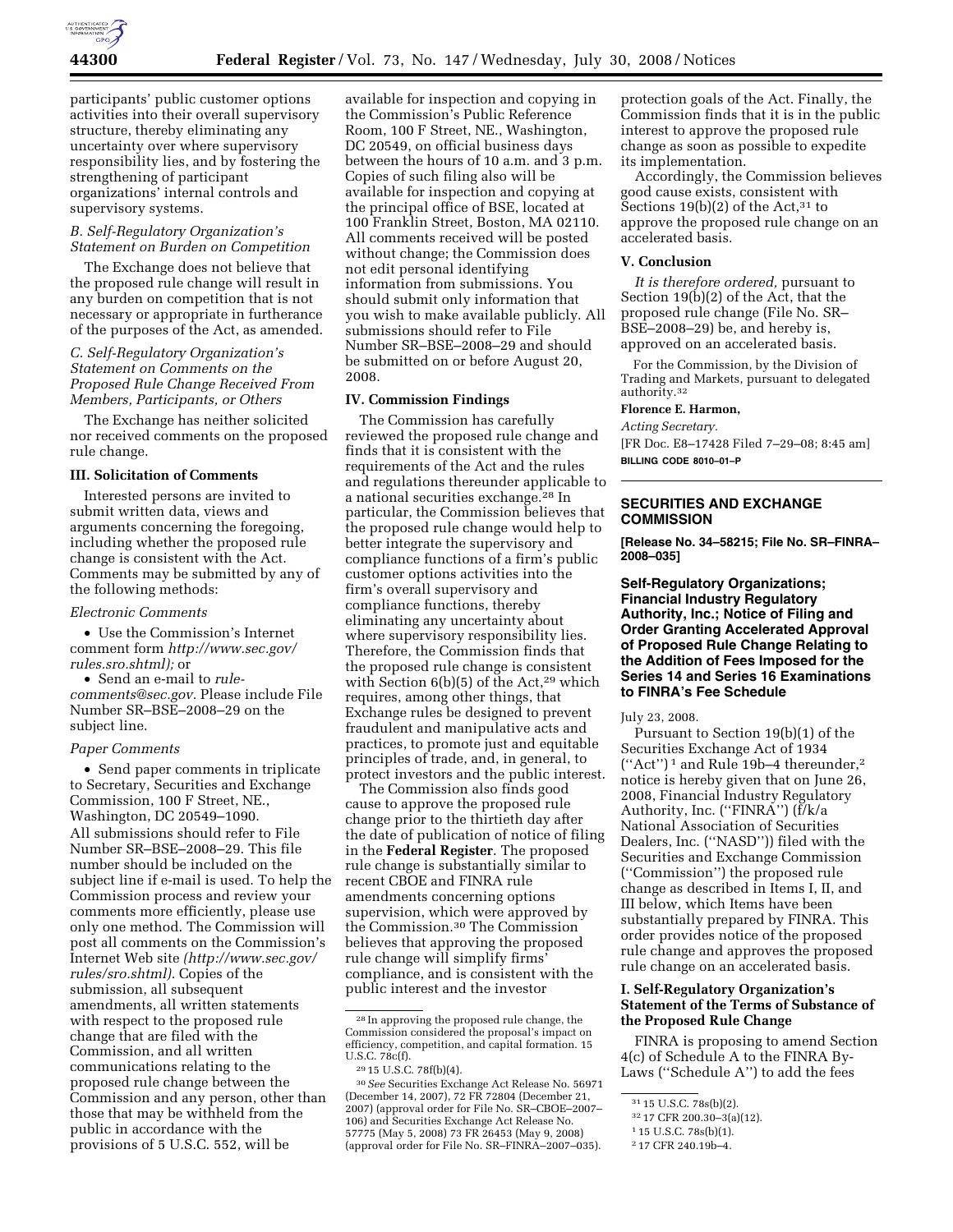participants' public customer options activities into their overall supervisory structure, thereby eliminating any uncertainty over where supervisory responsibility lies, and by fostering the strengthening of participant organizations' internal controls and supervisory systems.

### *B. Self-Regulatory Organization's Statement on Burden on Competition*

The Exchange does not believe that the proposed rule change will result in any burden on competition that is not necessary or appropriate in furtherance of the purposes of the Act, as amended.

### *C. Self-Regulatory Organization's Statement on Comments on the Proposed Rule Change Received From Members, Participants, or Others*

The Exchange has neither solicited nor received comments on the proposed rule change.

## III. Solicitation of Comments

Interested persons are invited to submit written data, views and arguments concerning the foregoing, including whether the proposed rule change is consistent with the Act. Comments may be submitted by any of the following methods:

*Electronic Comments*

- Use the Commission's Internet comment form *http://www.sec.gov/rules.sro.shtml);* or
- Send an e-mail to *rule-comments@sec.gov.* Please include File Number SR–BSE–2008–29 on the subject line.

*Paper Comments*

- Send paper comments in triplicate to Secretary, Securities and Exchange Commission, 100 F Street, NE., Washington, DC 20549–1090.

All submissions should refer to File Number SR–BSE–2008–29. This file number should be included on the subject line if e-mail is used. To help the Commission process and review your comments more efficiently, please use only one method. The Commission will post all comments on the Commission's Internet Web site *(http://www.sec.gov/rules/sro.shtml).* Copies of the submission, all subsequent amendments, all written statements with respect to the proposed rule change that are filed with the Commission, and all written communications relating to the proposed rule change between the Commission and any person, other than those that may be withheld from the public in accordance with the provisions of 5 U.S.C. 552, will be available for inspection and copying in the Commission's Public Reference Room, 100 F Street, NE., Washington, DC 20549, on official business days between the hours of 10 a.m. and 3 p.m. Copies of such filing also will be available for inspection and copying at the principal office of BSE, located at 100 Franklin Street, Boston, MA 02110. All comments received will be posted without change; the Commission does not edit personal identifying information from submissions. You should submit only information that you wish to make available publicly. All submissions should refer to File Number SR–BSE–2008–29 and should be submitted on or before August 20, 2008.

## IV. Commission Findings

The Commission has carefully reviewed the proposed rule change and finds that it is consistent with the requirements of the Act and the rules and regulations thereunder applicable to a national securities exchange.[28] In particular, the Commission believes that the proposed rule change would help to better integrate the supervisory and compliance functions of a firm's public customer options activities into the firm's overall supervisory and compliance functions, thereby eliminating any uncertainty about where supervisory responsibility lies. Therefore, the Commission finds that the proposed rule change is consistent with Section 6(b)(5) of the Act,[29] which requires, among other things, that Exchange rules be designed to prevent fraudulent and manipulative acts and practices, to promote just and equitable principles of trade, and, in general, to protect investors and the public interest.

The Commission also finds good cause to approve the proposed rule change prior to the thirtieth day after the date of publication of notice of filing in the **Federal Register**. The proposed rule change is substantially similar to recent CBOE and FINRA rule amendments concerning options supervision, which were approved by the Commission.[30] The Commission believes that approving the proposed rule change will simplify firms' compliance, and is consistent with the public interest and the investor protection goals of the Act. Finally, the Commission finds that it is in the public interest to approve the proposed rule change as soon as possible to expedite its implementation.

Accordingly, the Commission believes good cause exists, consistent with Sections 19(b)(2) of the Act,[31] to approve the proposed rule change on an accelerated basis.

## V. Conclusion

*It is therefore ordered,* pursuant to Section 19(b)(2) of the Act, that the proposed rule change (File No. SR–BSE–2008–29) be, and hereby is, approved on an accelerated basis.

For the Commission, by the Division of Trading and Markets, pursuant to delegated authority.[32]

**Florence E. Harmon,**

*Acting Secretary.*

[FR Doc. E8–17428 Filed 7–29–08; 8:45 am]

**BILLING CODE 8010–01–P**

[28] In approving the proposed rule change, the Commission considered the proposal's impact on efficiency, competition, and capital formation. 15 U.S.C. 78c(f).

[29] 15 U.S.C. 78f(b)(4).

[30] *See* Securities Exchange Act Release No. 56971 (December 14, 2007), 72 FR 72804 (December 21, 2007) (approval order for File No. SR–CBOE–2007–106) and Securities Exchange Act Release No. 57775 (May 5, 2008) 73 FR 26453 (May 9, 2008) (approval order for File No. SR–FINRA–2007–035).

[31] 15 U.S.C. 78s(b)(2).

[32] 17 CFR 200.30–3(a)(12).

---

## SECURITIES AND EXCHANGE COMMISSION

**[Release No. 34–58215; File No. SR–FINRA–2008–035]**

## Self-Regulatory Organizations; Financial Industry Regulatory Authority, Inc.; Notice of Filing and Order Granting Accelerated Approval of Proposed Rule Change Relating to the Addition of Fees Imposed for the Series 14 and Series 16 Examinations to FINRA's Fee Schedule

July 23, 2008.

Pursuant to Section 19(b)(1) of the Securities Exchange Act of 1934 (''Act'')[1] and Rule 19b–4 thereunder,[2] notice is hereby given that on June 26, 2008, Financial Industry Regulatory Authority, Inc. (''FINRA'') (f/k/a National Association of Securities Dealers, Inc. (''NASD'')) filed with the Securities and Exchange Commission (''Commission'') the proposed rule change as described in Items I, II, and III below, which Items have been substantially prepared by FINRA. This order provides notice of the proposed rule change and approves the proposed rule change on an accelerated basis.

## I. Self-Regulatory Organization's Statement of the Terms of Substance of the Proposed Rule Change

FINRA is proposing to amend Section 4(c) of Schedule A to the FINRA By-Laws (''Schedule A'') to add the fees

[1] 15 U.S.C. 78s(b)(1).

[2] 17 CFR 240.19b–4.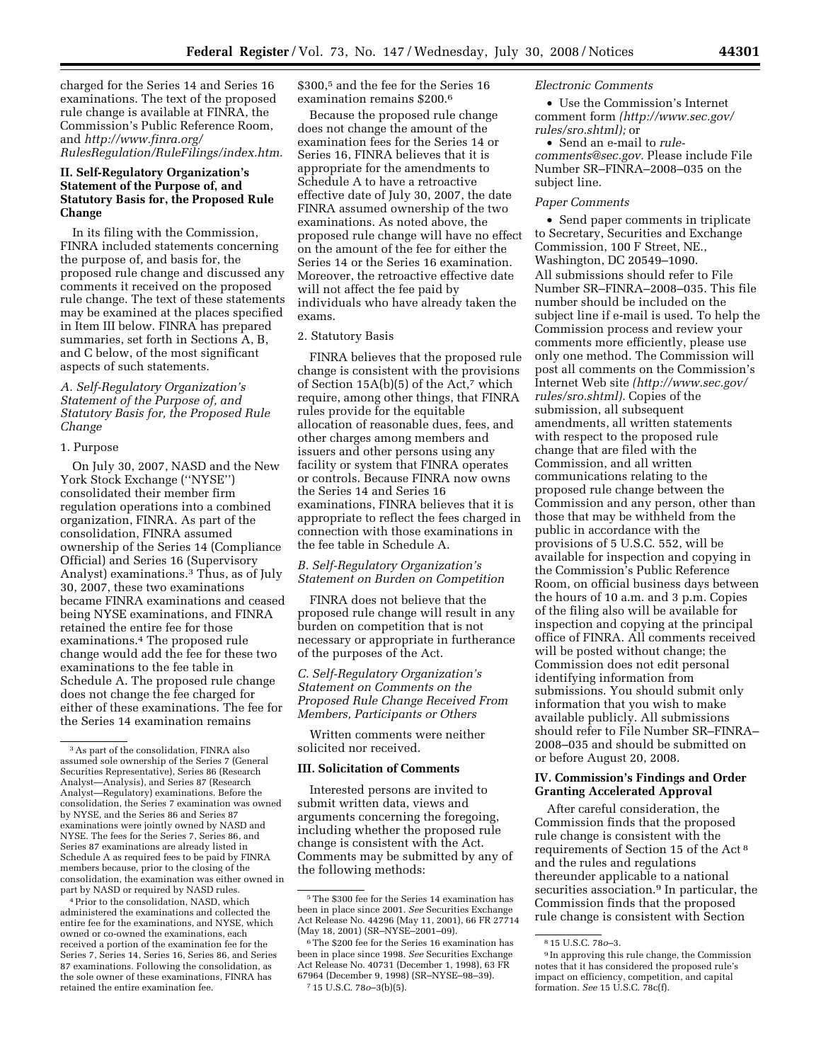charged for the Series 14 and Series 16 examinations. The text of the proposed rule change is available at FINRA, the Commission's Public Reference Room, and *http://www.finra.org/RulesRegulation/RuleFilings/index.htm.*

## II. Self-Regulatory Organization's Statement of the Purpose of, and Statutory Basis for, the Proposed Rule Change

In its filing with the Commission, FINRA included statements concerning the purpose of, and basis for, the proposed rule change and discussed any comments it received on the proposed rule change. The text of these statements may be examined at the places specified in Item III below. FINRA has prepared summaries, set forth in Sections A, B, and C below, of the most significant aspects of such statements.

### *A. Self-Regulatory Organization's Statement of the Purpose of, and Statutory Basis for, the Proposed Rule Change*

1. Purpose

On July 30, 2007, NASD and the New York Stock Exchange (''NYSE'') consolidated their member firm regulation operations into a combined organization, FINRA. As part of the consolidation, FINRA assumed ownership of the Series 14 (Compliance Official) and Series 16 (Supervisory Analyst) examinations.[3] Thus, as of July 30, 2007, these two examinations became FINRA examinations and ceased being NYSE examinations, and FINRA retained the entire fee for those examinations.[4] The proposed rule change would add the fee for these two examinations to the fee table in Schedule A. The proposed rule change does not change the fee charged for either of these examinations. The fee for the Series 14 examination remains $300,[5] and the fee for the Series 16 examination remains $200.[6]

Because the proposed rule change does not change the amount of the examination fees for the Series 14 or Series 16, FINRA believes that it is appropriate for the amendments to Schedule A to have a retroactive effective date of July 30, 2007, the date FINRA assumed ownership of the two examinations. As noted above, the proposed rule change will have no effect on the amount of the fee for either the Series 14 or the Series 16 examination. Moreover, the retroactive effective date will not affect the fee paid by individuals who have already taken the exams.

2. Statutory Basis

FINRA believes that the proposed rule change is consistent with the provisions of Section 15A(b)(5) of the Act,[7] which require, among other things, that FINRA rules provide for the equitable allocation of reasonable dues, fees, and other charges among members and issuers and other persons using any facility or system that FINRA operates or controls. Because FINRA now owns the Series 14 and Series 16 examinations, FINRA believes that it is appropriate to reflect the fees charged in connection with those examinations in the fee table in Schedule A.

### *B. Self-Regulatory Organization's Statement on Burden on Competition*

FINRA does not believe that the proposed rule change will result in any burden on competition that is not necessary or appropriate in furtherance of the purposes of the Act.

### *C. Self-Regulatory Organization's Statement on Comments on the Proposed Rule Change Received From Members, Participants or Others*

Written comments were neither solicited nor received.

## III. Solicitation of Comments

Interested persons are invited to submit written data, views and arguments concerning the foregoing, including whether the proposed rule change is consistent with the Act. Comments may be submitted by any of the following methods:

*Electronic Comments*

- Use the Commission's Internet comment form *(http://www.sec.gov/rules/sro.shtml);* or
- Send an e-mail to *rule-comments@sec.gov.* Please include File Number SR–FINRA–2008–035 on the subject line.

*Paper Comments*

- Send paper comments in triplicate to Secretary, Securities and Exchange Commission, 100 F Street, NE., Washington, DC 20549–1090.

All submissions should refer to File Number SR–FINRA–2008–035. This file number should be included on the subject line if e-mail is used. To help the Commission process and review your comments more efficiently, please use only one method. The Commission will post all comments on the Commission's Internet Web site *(http://www.sec.gov/rules/sro.shtml).* Copies of the submission, all subsequent amendments, all written statements with respect to the proposed rule change that are filed with the Commission, and all written communications relating to the proposed rule change between the Commission and any person, other than those that may be withheld from the public in accordance with the provisions of 5 U.S.C. 552, will be available for inspection and copying in the Commission's Public Reference Room, on official business days between the hours of 10 a.m. and 3 p.m. Copies of the filing also will be available for inspection and copying at the principal office of FINRA. All comments received will be posted without change; the Commission does not edit personal identifying information from submissions. You should submit only information that you wish to make available publicly. All submissions should refer to File Number SR–FINRA–2008–035 and should be submitted on or before August 20, 2008.

## IV. Commission's Findings and Order Granting Accelerated Approval

After careful consideration, the Commission finds that the proposed rule change is consistent with the requirements of Section 15 of the Act[8] and the rules and regulations thereunder applicable to a national securities association.[9] In particular, the Commission finds that the proposed rule change is consistent with Section

---

[3] As part of the consolidation, FINRA also assumed sole ownership of the Series 7 (General Securities Representative), Series 86 (Research Analyst—Analysis), and Series 87 (Research Analyst—Regulatory) examinations. Before the consolidation, the Series 7 examination was owned by NYSE, and the Series 86 and Series 87 examinations were jointly owned by NASD and NYSE. The fees for the Series 7, Series 86, and Series 87 examinations are already listed in Schedule A as required fees to be paid by FINRA members because, prior to the closing of the consolidation, the examination was either owned in part by NASD or required by NASD rules.

[4] Prior to the consolidation, NASD, which administered the examinations and collected the entire fee for the examinations, and NYSE, which owned or co-owned the examinations, each received a portion of the examination fee for the Series 7, Series 14, Series 16, Series 86, and Series 87 examinations. Following the consolidation, as the sole owner of these examinations, FINRA has retained the entire examination fee.

[5] The $300 fee for the Series 14 examination has been in place since 2001. *See* Securities Exchange Act Release No. 44296 (May 11, 2001), 66 FR 27714 (May 18, 2001) (SR–NYSE–2001–09).

[6] The $200 fee for the Series 16 examination has been in place since 1998. *See* Securities Exchange Act Release No. 40731 (December 1, 1998), 63 FR 67964 (December 9, 1998) (SR–NYSE–98–39).

[7] 15 U.S.C. 78*o*–3(b)(5).

[8] 15 U.S.C. 78*o*–3.

[9] In approving this rule change, the Commission notes that it has considered the proposed rule's impact on efficiency, competition, and capital formation. *See* 15 U.S.C. 78c(f).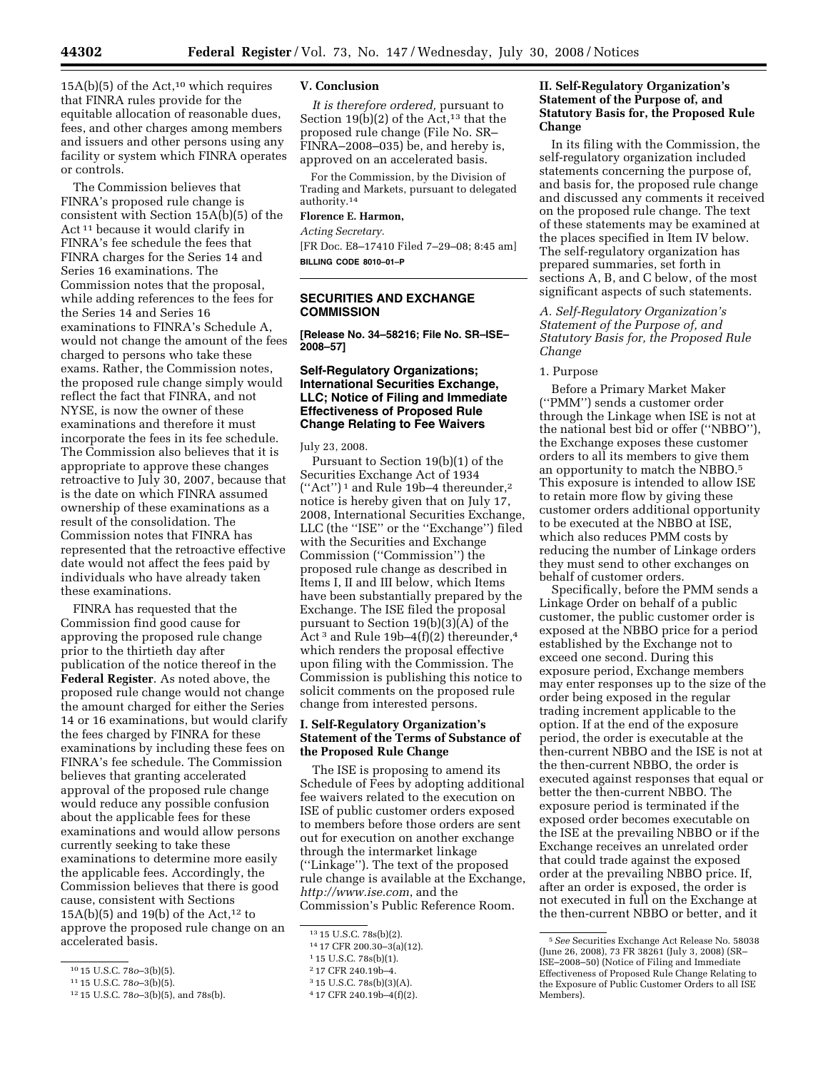15A(b)(5) of the Act,[10] which requires that FINRA rules provide for the equitable allocation of reasonable dues, fees, and other charges among members and issuers and other persons using any facility or system which FINRA operates or controls.

The Commission believes that FINRA's proposed rule change is consistent with Section 15A(b)(5) of the Act [11] because it would clarify in FINRA's fee schedule the fees that FINRA charges for the Series 14 and Series 16 examinations. The Commission notes that the proposal, while adding references to the fees for the Series 14 and Series 16 examinations to FINRA's Schedule A, would not change the amount of the fees charged to persons who take these exams. Rather, the Commission notes, the proposed rule change simply would reflect the fact that FINRA, and not NYSE, is now the owner of these examinations and therefore it must incorporate the fees in its fee schedule. The Commission also believes that it is appropriate to approve these changes retroactive to July 30, 2007, because that is the date on which FINRA assumed ownership of these examinations as a result of the consolidation. The Commission notes that FINRA has represented that the retroactive effective date would not affect the fees paid by individuals who have already taken these examinations.

FINRA has requested that the Commission find good cause for approving the proposed rule change prior to the thirtieth day after publication of the notice thereof in the **Federal Register**. As noted above, the proposed rule change would not change the amount charged for either the Series 14 or 16 examinations, but would clarify the fees charged by FINRA for these examinations by including these fees on FINRA's fee schedule. The Commission believes that granting accelerated approval of the proposed rule change would reduce any possible confusion about the applicable fees for these examinations and would allow persons currently seeking to take these examinations to determine more easily the applicable fees. Accordingly, the Commission believes that there is good cause, consistent with Sections 15A(b)(5) and 19(b) of the Act,[12] to approve the proposed rule change on an accelerated basis.

## V. Conclusion

*It is therefore ordered,* pursuant to Section 19(b)(2) of the Act,[13] that the proposed rule change (File No. SR–FINRA–2008–035) be, and hereby is, approved on an accelerated basis.

For the Commission, by the Division of Trading and Markets, pursuant to delegated authority.[14]

**Florence E. Harmon,**

*Acting Secretary.*

[FR Doc. E8–17410 Filed 7–29–08; 8:45 am]

**BILLING CODE 8010–01–P**

[10] 15 U.S.C. 78*o*–3(b)(5).

[11] 15 U.S.C. 78*o*–3(b)(5).

[12] 15 U.S.C. 78*o*–3(b)(5), and 78s(b).

[13] 15 U.S.C. 78s(b)(2).

[14] 17 CFR 200.30–3(a)(12).

---

## SECURITIES AND EXCHANGE COMMISSION

**[Release No. 34–58216; File No. SR–ISE–2008–57]**

## Self-Regulatory Organizations; International Securities Exchange, LLC; Notice of Filing and Immediate Effectiveness of Proposed Rule Change Relating to Fee Waivers

July 23, 2008.

Pursuant to Section 19(b)(1) of the Securities Exchange Act of 1934 (''Act'') [1] and Rule 19b–4 thereunder,[2] notice is hereby given that on July 17, 2008, International Securities Exchange, LLC (the ''ISE'' or the ''Exchange'') filed with the Securities and Exchange Commission (''Commission'') the proposed rule change as described in Items I, II and III below, which Items have been substantially prepared by the Exchange. The ISE filed the proposal pursuant to Section 19(b)(3)(A) of the Act [3] and Rule 19b–4(f)(2) thereunder,[4] which renders the proposal effective upon filing with the Commission. The Commission is publishing this notice to solicit comments on the proposed rule change from interested persons.

### I. Self-Regulatory Organization's Statement of the Terms of Substance of the Proposed Rule Change

The ISE is proposing to amend its Schedule of Fees by adopting additional fee waivers related to the execution on ISE of public customer orders exposed to members before those orders are sent out for execution on another exchange through the intermarket linkage (''Linkage''). The text of the proposed rule change is available at the Exchange, *http://www.ise.com*, and the Commission's Public Reference Room.

[1] 15 U.S.C. 78s(b)(1).

[2] 17 CFR 240.19b–4.

[3] 15 U.S.C. 78s(b)(3)(A).

[4] 17 CFR 240.19b–4(f)(2).

### II. Self-Regulatory Organization's Statement of the Purpose of, and Statutory Basis for, the Proposed Rule Change

In its filing with the Commission, the self-regulatory organization included statements concerning the purpose of, and basis for, the proposed rule change and discussed any comments it received on the proposed rule change. The text of these statements may be examined at the places specified in Item IV below. The self-regulatory organization has prepared summaries, set forth in sections A, B, and C below, of the most significant aspects of such statements.

*A. Self-Regulatory Organization's Statement of the Purpose of, and Statutory Basis for, the Proposed Rule Change*

1. Purpose

Before a Primary Market Maker (''PMM'') sends a customer order through the Linkage when ISE is not at the national best bid or offer (''NBBO''), the Exchange exposes these customer orders to all its members to give them an opportunity to match the NBBO.[5] This exposure is intended to allow ISE to retain more flow by giving these customer orders additional opportunity to be executed at the NBBO at ISE, which also reduces PMM costs by reducing the number of Linkage orders they must send to other exchanges on behalf of customer orders.

Specifically, before the PMM sends a Linkage Order on behalf of a public customer, the public customer order is exposed at the NBBO price for a period established by the Exchange not to exceed one second. During this exposure period, Exchange members may enter responses up to the size of the order being exposed in the regular trading increment applicable to the option. If at the end of the exposure period, the order is executable at the then-current NBBO and the ISE is not at the then-current NBBO, the order is executed against responses that equal or better the then-current NBBO. The exposure period is terminated if the exposed order becomes executable on the ISE at the prevailing NBBO or if the Exchange receives an unrelated order that could trade against the exposed order at the prevailing NBBO price. If, after an order is exposed, the order is not executed in full on the Exchange at the then-current NBBO or better, and it

[5] *See* Securities Exchange Act Release No. 58038 (June 26, 2008), 73 FR 38261 (July 3, 2008) (SR–ISE–2008–50) (Notice of Filing and Immediate Effectiveness of Proposed Rule Change Relating to the Exposure of Public Customer Orders to all ISE Members).